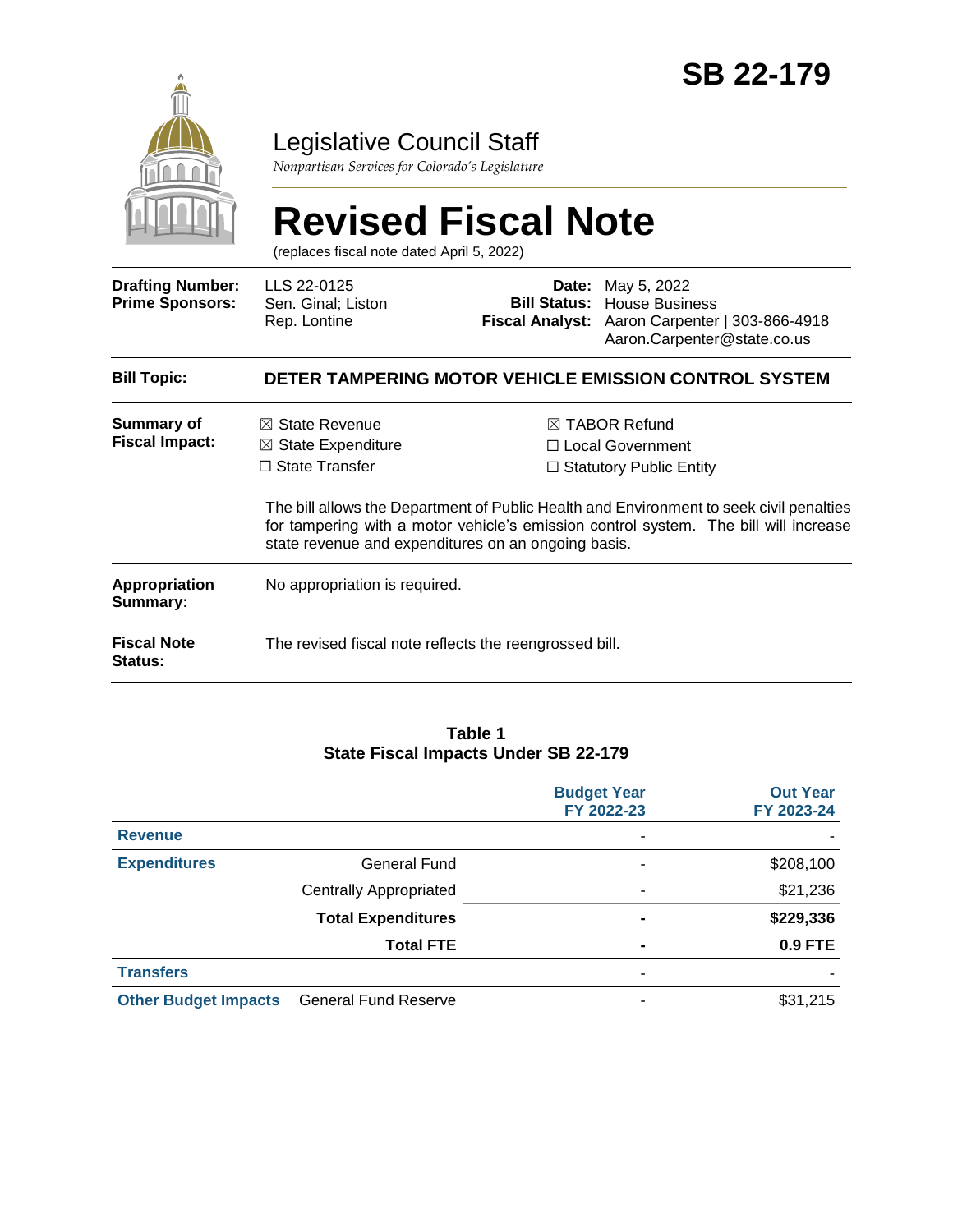# SB 22-179

## Legislative Council Staff

*Nonpartisan Services for Colorado's Legislature*

# Revised Fiscal Note

(replaces fiscal note dated April 5, 2022)

| | | | |
|---|---|---|---|
| **Drafting Number:** | LLS 22-0125 | **Date:** | May 5, 2022 |
| **Prime Sponsors:** | Sen. Ginal; Liston<br>Rep. Lontine | **Bill Status:** | House Business |
| | | **Fiscal Analyst:** | Aaron Carpenter \| 303-866-4918<br>Aaron.Carpenter@state.co.us |

**Bill Topic:** **DETER TAMPERING MOTOR VEHICLE EMISSION CONTROL SYSTEM**

**Summary of Fiscal Impact:**

- ☒ State Revenue
- ☒ State Expenditure
- ☐ State Transfer
- ☒ TABOR Refund
- ☐ Local Government
- ☐ Statutory Public Entity

The bill allows the Department of Public Health and Environment to seek civil penalties for tampering with a motor vehicle's emission control system. The bill will increase state revenue and expenditures on an ongoing basis.

**Appropriation Summary:** No appropriation is required.

**Fiscal Note Status:** The revised fiscal note reflects the reengrossed bill.

**Table 1**
**State Fiscal Impacts Under SB 22-179**

| | | Budget Year FY 2022-23 | Out Year FY 2023-24 |
|---|---|---|---|
| **Revenue** | | - | - |
| **Expenditures** | General Fund | - | $208,100 |
| | Centrally Appropriated | - | $21,236 |
| | **Total Expenditures** | **-** | **$229,336** |
| | **Total FTE** | **-** | **0.9 FTE** |
| **Transfers** | | - | - |
| **Other Budget Impacts** | General Fund Reserve | - | $31,215 |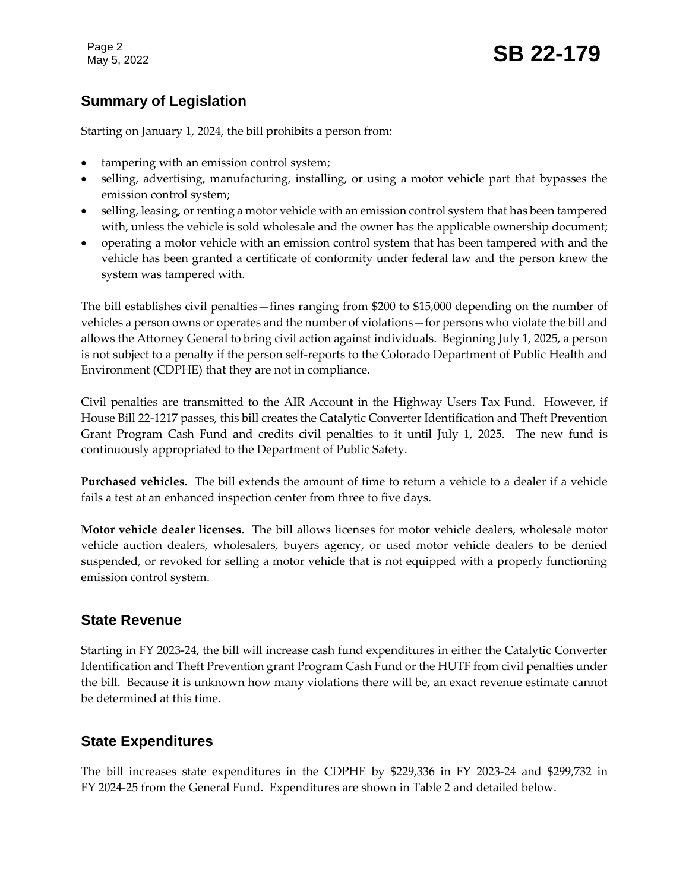## Summary of Legislation

Starting on January 1, 2024, the bill prohibits a person from:

- tampering with an emission control system;
- selling, advertising, manufacturing, installing, or using a motor vehicle part that bypasses the emission control system;
- selling, leasing, or renting a motor vehicle with an emission control system that has been tampered with, unless the vehicle is sold wholesale and the owner has the applicable ownership document;
- operating a motor vehicle with an emission control system that has been tampered with and the vehicle has been granted a certificate of conformity under federal law and the person knew the system was tampered with.

The bill establishes civil penalties—fines ranging from $200 to $15,000 depending on the number of vehicles a person owns or operates and the number of violations—for persons who violate the bill and allows the Attorney General to bring civil action against individuals. Beginning July 1, 2025, a person is not subject to a penalty if the person self-reports to the Colorado Department of Public Health and Environment (CDPHE) that they are not in compliance.

Civil penalties are transmitted to the AIR Account in the Highway Users Tax Fund. However, if House Bill 22-1217 passes, this bill creates the Catalytic Converter Identification and Theft Prevention Grant Program Cash Fund and credits civil penalties to it until July 1, 2025. The new fund is continuously appropriated to the Department of Public Safety.

**Purchased vehicles.** The bill extends the amount of time to return a vehicle to a dealer if a vehicle fails a test at an enhanced inspection center from three to five days.

**Motor vehicle dealer licenses.** The bill allows licenses for motor vehicle dealers, wholesale motor vehicle auction dealers, wholesalers, buyers agency, or used motor vehicle dealers to be denied suspended, or revoked for selling a motor vehicle that is not equipped with a properly functioning emission control system.

## State Revenue

Starting in FY 2023-24, the bill will increase cash fund expenditures in either the Catalytic Converter Identification and Theft Prevention grant Program Cash Fund or the HUTF from civil penalties under the bill. Because it is unknown how many violations there will be, an exact revenue estimate cannot be determined at this time.

## State Expenditures

The bill increases state expenditures in the CDPHE by $229,336 in FY 2023-24 and $299,732 in FY 2024-25 from the General Fund. Expenditures are shown in Table 2 and detailed below.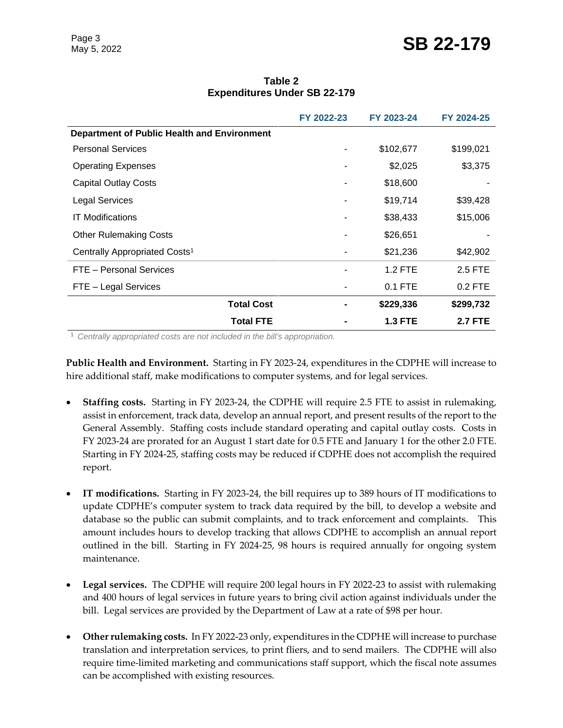**Table 2**
**Expenditures Under SB 22-179**

| | FY 2022-23 | FY 2023-24 | FY 2024-25 |
|---|---|---|---|
| **Department of Public Health and Environment** | | | |
| Personal Services | - | $102,677 | $199,021 |
| Operating Expenses | - | $2,025 | $3,375 |
| Capital Outlay Costs | - | $18,600 | - |
| Legal Services | - | $19,714 | $39,428 |
| IT Modifications | - | $38,433 | $15,006 |
| Other Rulemaking Costs | - | $26,651 | - |
| Centrally Appropriated Costs[1] | - | $21,236 | $42,902 |
| FTE – Personal Services | - | 1.2 FTE | 2.5 FTE |
| FTE – Legal Services | - | 0.1 FTE | 0.2 FTE |
| **Total Cost** | **-** | **$229,336** | **$299,732** |
| **Total FTE** | **-** | **1.3 FTE** | **2.7 FTE** |

[1] *Centrally appropriated costs are not included in the bill's appropriation.*

**Public Health and Environment.** Starting in FY 2023-24, expenditures in the CDPHE will increase to hire additional staff, make modifications to computer systems, and for legal services.

- **Staffing costs.** Starting in FY 2023-24, the CDPHE will require 2.5 FTE to assist in rulemaking, assist in enforcement, track data, develop an annual report, and present results of the report to the General Assembly. Staffing costs include standard operating and capital outlay costs. Costs in FY 2023-24 are prorated for an August 1 start date for 0.5 FTE and January 1 for the other 2.0 FTE. Starting in FY 2024-25, staffing costs may be reduced if CDPHE does not accomplish the required report.

- **IT modifications.** Starting in FY 2023-24, the bill requires up to 389 hours of IT modifications to update CDPHE's computer system to track data required by the bill, to develop a website and database so the public can submit complaints, and to track enforcement and complaints. This amount includes hours to develop tracking that allows CDPHE to accomplish an annual report outlined in the bill. Starting in FY 2024-25, 98 hours is required annually for ongoing system maintenance.

- **Legal services.** The CDPHE will require 200 legal hours in FY 2022-23 to assist with rulemaking and 400 hours of legal services in future years to bring civil action against individuals under the bill. Legal services are provided by the Department of Law at a rate of $98 per hour.

- **Other rulemaking costs.** In FY 2022-23 only, expenditures in the CDPHE will increase to purchase translation and interpretation services, to print fliers, and to send mailers. The CDPHE will also require time-limited marketing and communications staff support, which the fiscal note assumes can be accomplished with existing resources.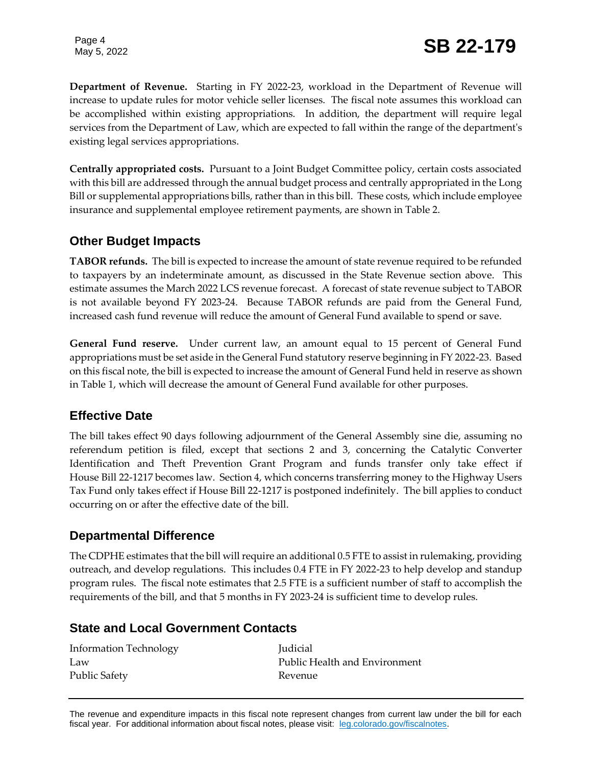**Department of Revenue.** Starting in FY 2022-23, workload in the Department of Revenue will increase to update rules for motor vehicle seller licenses. The fiscal note assumes this workload can be accomplished within existing appropriations. In addition, the department will require legal services from the Department of Law, which are expected to fall within the range of the department's existing legal services appropriations.

**Centrally appropriated costs.** Pursuant to a Joint Budget Committee policy, certain costs associated with this bill are addressed through the annual budget process and centrally appropriated in the Long Bill or supplemental appropriations bills, rather than in this bill. These costs, which include employee insurance and supplemental employee retirement payments, are shown in Table 2.

## Other Budget Impacts

**TABOR refunds.** The bill is expected to increase the amount of state revenue required to be refunded to taxpayers by an indeterminate amount, as discussed in the State Revenue section above. This estimate assumes the March 2022 LCS revenue forecast. A forecast of state revenue subject to TABOR is not available beyond FY 2023-24. Because TABOR refunds are paid from the General Fund, increased cash fund revenue will reduce the amount of General Fund available to spend or save.

**General Fund reserve.** Under current law, an amount equal to 15 percent of General Fund appropriations must be set aside in the General Fund statutory reserve beginning in FY 2022-23. Based on this fiscal note, the bill is expected to increase the amount of General Fund held in reserve as shown in Table 1, which will decrease the amount of General Fund available for other purposes.

## Effective Date

The bill takes effect 90 days following adjournment of the General Assembly sine die, assuming no referendum petition is filed, except that sections 2 and 3, concerning the Catalytic Converter Identification and Theft Prevention Grant Program and funds transfer only take effect if House Bill 22-1217 becomes law. Section 4, which concerns transferring money to the Highway Users Tax Fund only takes effect if House Bill 22-1217 is postponed indefinitely. The bill applies to conduct occurring on or after the effective date of the bill.

## Departmental Difference

The CDPHE estimates that the bill will require an additional 0.5 FTE to assist in rulemaking, providing outreach, and develop regulations. This includes 0.4 FTE in FY 2022-23 to help develop and standup program rules. The fiscal note estimates that 2.5 FTE is a sufficient number of staff to accomplish the requirements of the bill, and that 5 months in FY 2023-24 is sufficient time to develop rules.

## State and Local Government Contacts

| | |
|---|---|
| Information Technology | Judicial |
| Law | Public Health and Environment |
| Public Safety | Revenue |

The revenue and expenditure impacts in this fiscal note represent changes from current law under the bill for each fiscal year. For additional information about fiscal notes, please visit: leg.colorado.gov/fiscalnotes.